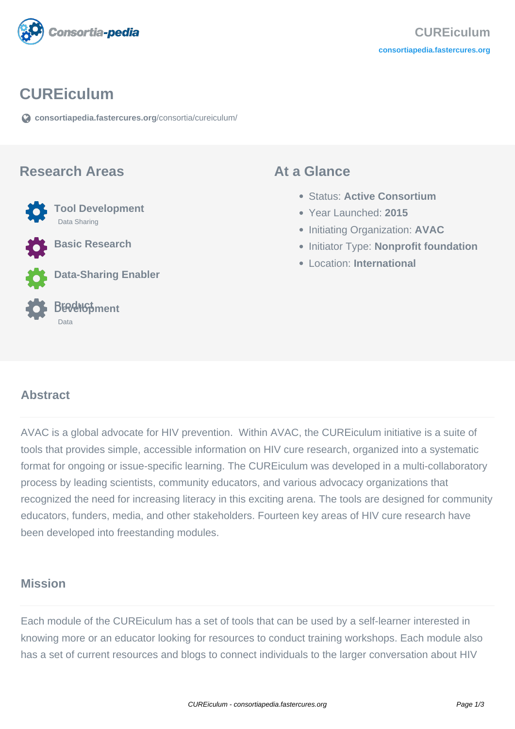# CUREiculum

consortiapedia.fastercures.org/consortia/cureiculum/

## Research Areas

- **Tool Development**
  Data Sharing
- **Basic Research**
- **Data-Sharing Enabler**
- **Product Development**
  Data

## At a Glance

- Status: **Active Consortium**
- Year Launched: **2015**
- Initiating Organization: **AVAC**
- Initiator Type: **Nonprofit foundation**
- Location: **International**

## Abstract

AVAC is a global advocate for HIV prevention. Within AVAC, the CUREiculum initiative is a suite of tools that provides simple, accessible information on HIV cure research, organized into a systematic format for ongoing or issue-specific learning. The CUREiculum was developed in a multi-collaboratory process by leading scientists, community educators, and various advocacy organizations that recognized the need for increasing literacy in this exciting arena. The tools are designed for community educators, funders, media, and other stakeholders. Fourteen key areas of HIV cure research have been developed into freestanding modules.

## Mission

Each module of the CUREiculum has a set of tools that can be used by a self-learner interested in knowing more or an educator looking for resources to conduct training workshops. Each module also has a set of current resources and blogs to connect individuals to the larger conversation about HIV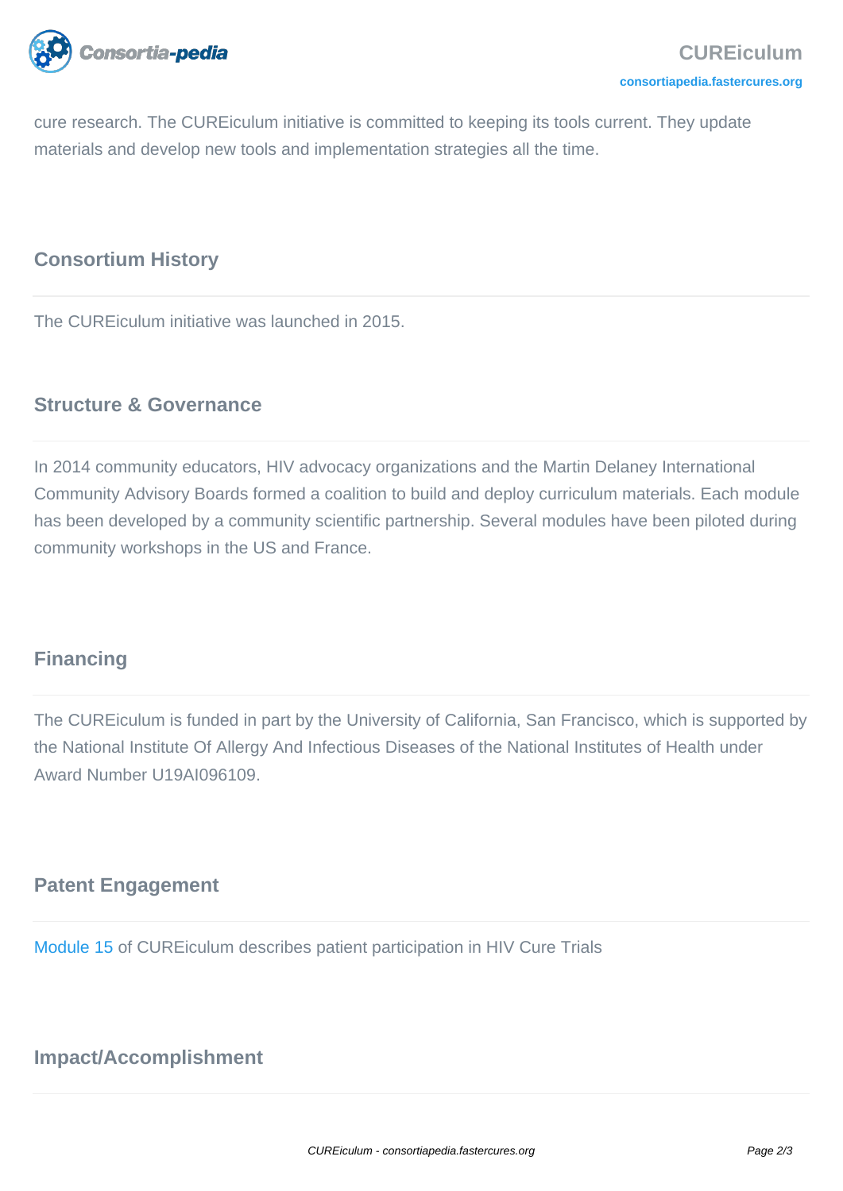cure research. The CUREiculum initiative is committed to keeping its tools current. They update materials and develop new tools and implementation strategies all the time.

## Consortium History

The CUREiculum initiative was launched in 2015.

## Structure & Governance

In 2014 community educators, HIV advocacy organizations and the Martin Delaney International Community Advisory Boards formed a coalition to build and deploy curriculum materials. Each module has been developed by a community scientific partnership. Several modules have been piloted during community workshops in the US and France.

## Financing

The CUREiculum is funded in part by the University of California, San Francisco, which is supported by the National Institute Of Allergy And Infectious Diseases of the National Institutes of Health under Award Number U19AI096109.

## Patent Engagement

Module 15 of CUREiculum describes patient participation in HIV Cure Trials

## Impact/Accomplishment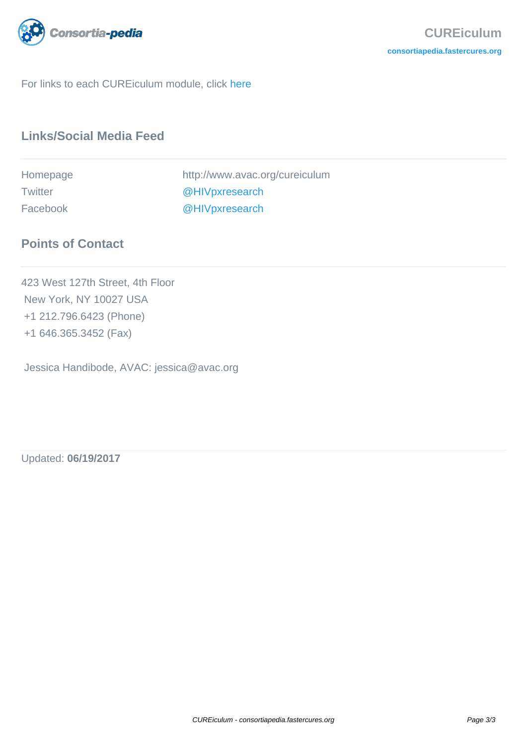For links to each CUREiculum module, click here

## Links/Social Media Feed

| | |
|---|---|
| Homepage | http://www.avac.org/cureiculum |
| Twitter | @HIVpxresearch |
| Facebook | @HIVpxresearch |

## Points of Contact

423 West 127th Street, 4th Floor
New York, NY 10027 USA
+1 212.796.6423 (Phone)
+1 646.365.3452 (Fax)

Jessica Handibode, AVAC: jessica@avac.org

Updated: **06/19/2017**